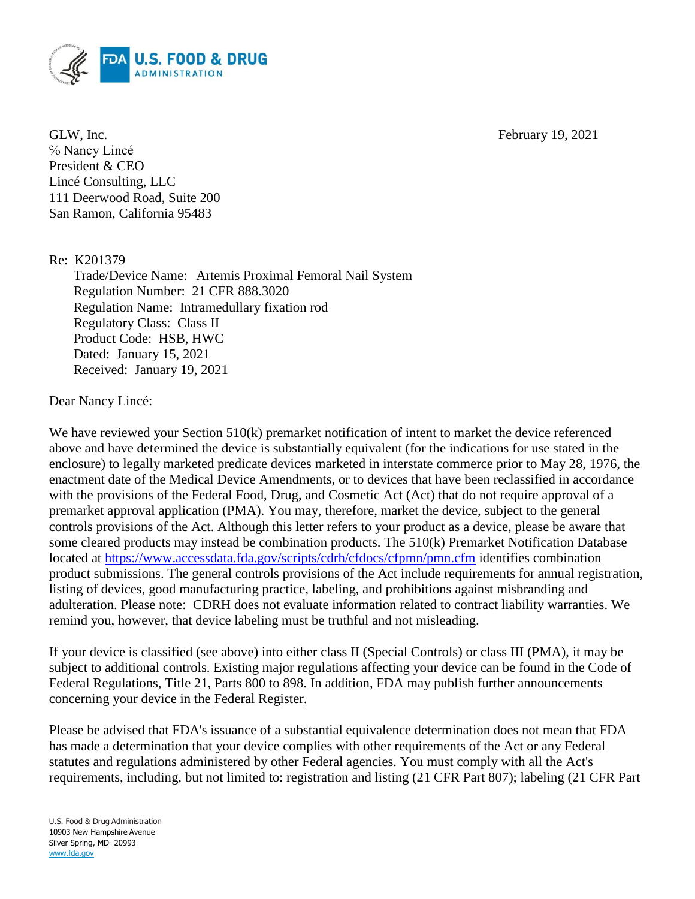GLW, Inc.
℅ Nancy Lincé
President & CEO
Lincé Consulting, LLC
111 Deerwood Road, Suite 200
San Ramon, California 95483

February 19, 2021

Re: K201379

Trade/Device Name: Artemis Proximal Femoral Nail System
Regulation Number: 21 CFR 888.3020
Regulation Name: Intramedullary fixation rod
Regulatory Class: Class II
Product Code: HSB, HWC
Dated: January 15, 2021
Received: January 19, 2021

Dear Nancy Lincé:

We have reviewed your Section 510(k) premarket notification of intent to market the device referenced above and have determined the device is substantially equivalent (for the indications for use stated in the enclosure) to legally marketed predicate devices marketed in interstate commerce prior to May 28, 1976, the enactment date of the Medical Device Amendments, or to devices that have been reclassified in accordance with the provisions of the Federal Food, Drug, and Cosmetic Act (Act) that do not require approval of a premarket approval application (PMA). You may, therefore, market the device, subject to the general controls provisions of the Act. Although this letter refers to your product as a device, please be aware that some cleared products may instead be combination products. The 510(k) Premarket Notification Database located at https://www.accessdata.fda.gov/scripts/cdrh/cfdocs/cfpmn/pmn.cfm identifies combination product submissions. The general controls provisions of the Act include requirements for annual registration, listing of devices, good manufacturing practice, labeling, and prohibitions against misbranding and adulteration. Please note: CDRH does not evaluate information related to contract liability warranties. We remind you, however, that device labeling must be truthful and not misleading.

If your device is classified (see above) into either class II (Special Controls) or class III (PMA), it may be subject to additional controls. Existing major regulations affecting your device can be found in the Code of Federal Regulations, Title 21, Parts 800 to 898. In addition, FDA may publish further announcements concerning your device in the Federal Register.

Please be advised that FDA's issuance of a substantial equivalence determination does not mean that FDA has made a determination that your device complies with other requirements of the Act or any Federal statutes and regulations administered by other Federal agencies. You must comply with all the Act's requirements, including, but not limited to: registration and listing (21 CFR Part 807); labeling (21 CFR Part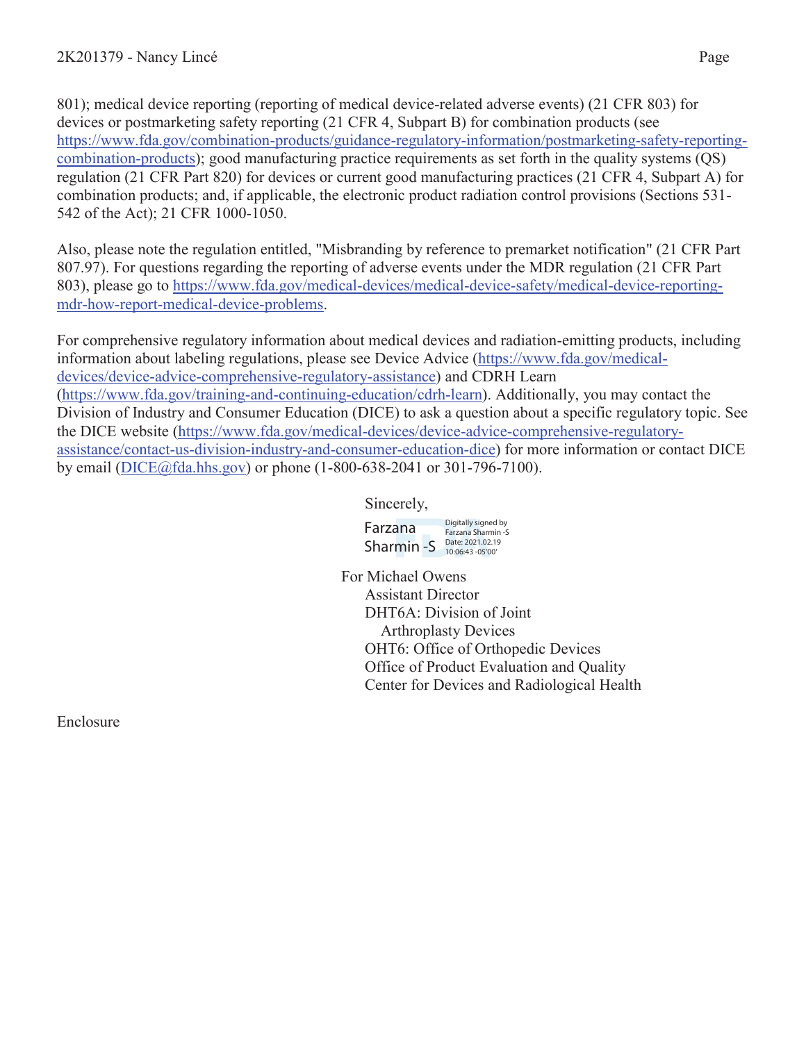801); medical device reporting (reporting of medical device-related adverse events) (21 CFR 803) for devices or postmarketing safety reporting (21 CFR 4, Subpart B) for combination products (see https://www.fda.gov/combination-products/guidance-regulatory-information/postmarketing-safety-reporting-combination-products); good manufacturing practice requirements as set forth in the quality systems (QS) regulation (21 CFR Part 820) for devices or current good manufacturing practices (21 CFR 4, Subpart A) for combination products; and, if applicable, the electronic product radiation control provisions (Sections 531-542 of the Act); 21 CFR 1000-1050.

Also, please note the regulation entitled, "Misbranding by reference to premarket notification" (21 CFR Part 807.97). For questions regarding the reporting of adverse events under the MDR regulation (21 CFR Part 803), please go to https://www.fda.gov/medical-devices/medical-device-safety/medical-device-reporting-mdr-how-report-medical-device-problems.

For comprehensive regulatory information about medical devices and radiation-emitting products, including information about labeling regulations, please see Device Advice (https://www.fda.gov/medical-devices/device-advice-comprehensive-regulatory-assistance) and CDRH Learn (https://www.fda.gov/training-and-continuing-education/cdrh-learn). Additionally, you may contact the Division of Industry and Consumer Education (DICE) to ask a question about a specific regulatory topic. See the DICE website (https://www.fda.gov/medical-devices/device-advice-comprehensive-regulatory-assistance/contact-us-division-industry-and-consumer-education-dice) for more information or contact DICE by email (DICE@fda.hhs.gov) or phone (1-800-638-2041 or 301-796-7100).

Sincerely,

Farzana Sharmin -S
Digitally signed by Farzana Sharmin -S
Date: 2021.02.19 10:06:43 -05'00'

For Michael Owens
Assistant Director
DHT6A: Division of Joint
Arthroplasty Devices
OHT6: Office of Orthopedic Devices
Office of Product Evaluation and Quality
Center for Devices and Radiological Health

Enclosure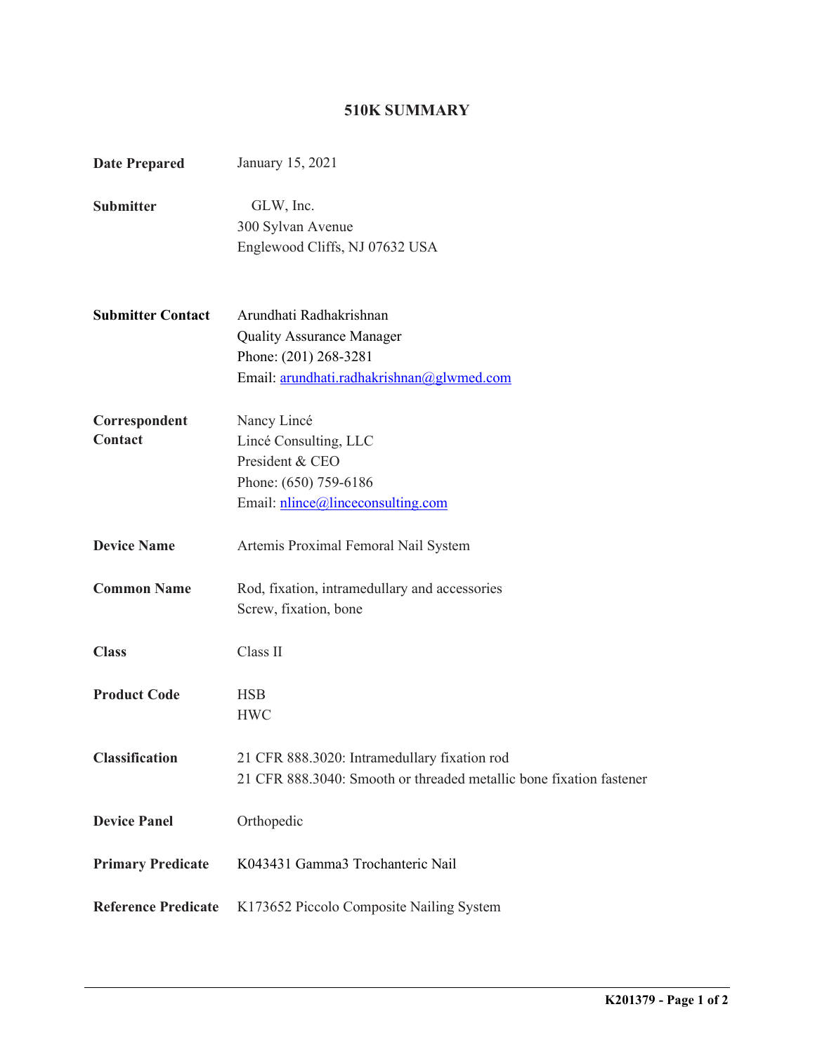# 510K SUMMARY

| | |
|---|---|
| **Date Prepared** | January 15, 2021 |
| **Submitter** | GLW, Inc.<br>300 Sylvan Avenue<br>Englewood Cliffs, NJ 07632 USA |
| **Submitter Contact** | Arundhati Radhakrishnan<br>Quality Assurance Manager<br>Phone: (201) 268-3281<br>Email: arundhati.radhakrishnan@glwmed.com |
| **Correspondent Contact** | Nancy Lincé<br>Lincé Consulting, LLC<br>President & CEO<br>Phone: (650) 759-6186<br>Email: nlince@linceconsulting.com |
| **Device Name** | Artemis Proximal Femoral Nail System |
| **Common Name** | Rod, fixation, intramedullary and accessories<br>Screw, fixation, bone |
| **Class** | Class II |
| **Product Code** | HSB<br>HWC |
| **Classification** | 21 CFR 888.3020: Intramedullary fixation rod<br>21 CFR 888.3040: Smooth or threaded metallic bone fixation fastener |
| **Device Panel** | Orthopedic |
| **Primary Predicate** | K043431 Gamma3 Trochanteric Nail |
| **Reference Predicate** | K173652 Piccolo Composite Nailing System |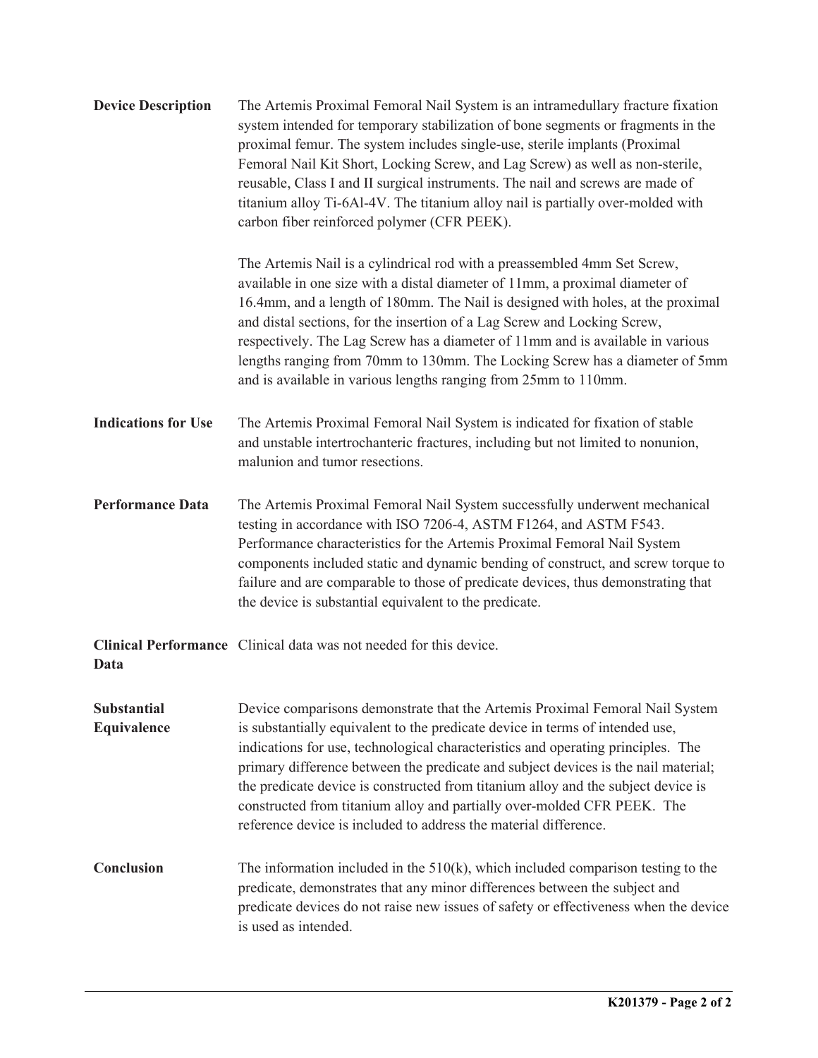**Device Description**

The Artemis Proximal Femoral Nail System is an intramedullary fracture fixation system intended for temporary stabilization of bone segments or fragments in the proximal femur. The system includes single-use, sterile implants (Proximal Femoral Nail Kit Short, Locking Screw, and Lag Screw) as well as non-sterile, reusable, Class I and II surgical instruments. The nail and screws are made of titanium alloy Ti-6Al-4V. The titanium alloy nail is partially over-molded with carbon fiber reinforced polymer (CFR PEEK).

The Artemis Nail is a cylindrical rod with a preassembled 4mm Set Screw, available in one size with a distal diameter of 11mm, a proximal diameter of 16.4mm, and a length of 180mm. The Nail is designed with holes, at the proximal and distal sections, for the insertion of a Lag Screw and Locking Screw, respectively. The Lag Screw has a diameter of 11mm and is available in various lengths ranging from 70mm to 130mm. The Locking Screw has a diameter of 5mm and is available in various lengths ranging from 25mm to 110mm.

**Indications for Use**

The Artemis Proximal Femoral Nail System is indicated for fixation of stable and unstable intertrochanteric fractures, including but not limited to nonunion, malunion and tumor resections.

**Performance Data**

The Artemis Proximal Femoral Nail System successfully underwent mechanical testing in accordance with ISO 7206-4, ASTM F1264, and ASTM F543. Performance characteristics for the Artemis Proximal Femoral Nail System components included static and dynamic bending of construct, and screw torque to failure and are comparable to those of predicate devices, thus demonstrating that the device is substantial equivalent to the predicate.

**Clinical Performance Data**

Clinical data was not needed for this device.

**Substantial Equivalence**

Device comparisons demonstrate that the Artemis Proximal Femoral Nail System is substantially equivalent to the predicate device in terms of intended use, indications for use, technological characteristics and operating principles. The primary difference between the predicate and subject devices is the nail material; the predicate device is constructed from titanium alloy and the subject device is constructed from titanium alloy and partially over-molded CFR PEEK. The reference device is included to address the material difference.

**Conclusion**

The information included in the 510(k), which included comparison testing to the predicate, demonstrates that any minor differences between the subject and predicate devices do not raise new issues of safety or effectiveness when the device is used as intended.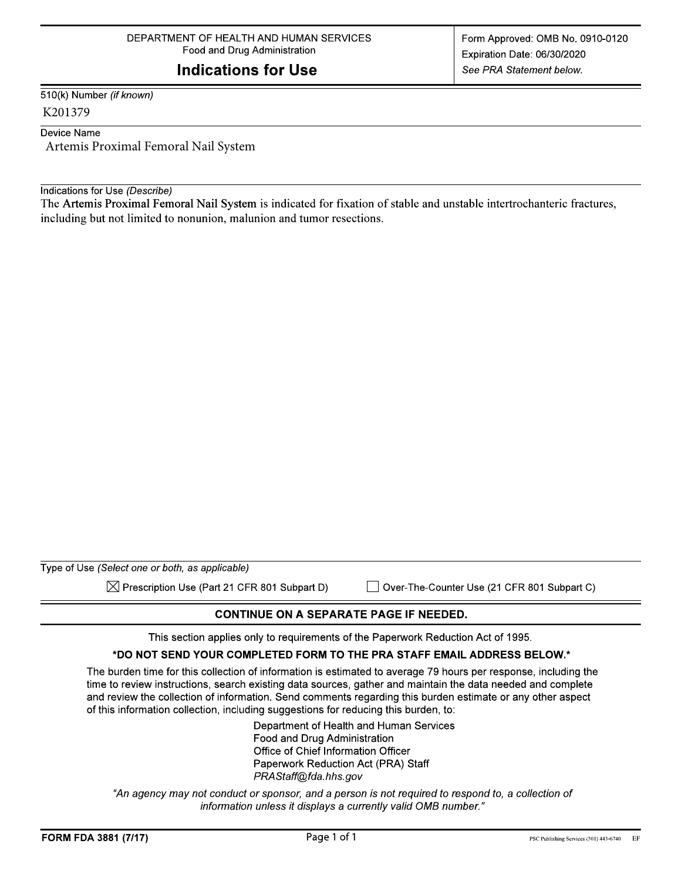DEPARTMENT OF HEALTH AND HUMAN SERVICES
Food and Drug Administration

# Indications for Use

Form Approved: OMB No. 0910-0120
Expiration Date: 06/30/2020
*See PRA Statement below.*

510(k) Number *(if known)*
K201379

Device Name
Artemis Proximal Femoral Nail System

Indications for Use *(Describe)*
The **Artemis Proximal Femoral Nail System** is indicated for fixation of stable and unstable intertrochanteric fractures, including but not limited to nonunion, malunion and tumor resections.

Type of Use *(Select one or both, as applicable)*

☒ Prescription Use (Part 21 CFR 801 Subpart D) ☐ Over-The-Counter Use (21 CFR 801 Subpart C)

**CONTINUE ON A SEPARATE PAGE IF NEEDED.**

This section applies only to requirements of the Paperwork Reduction Act of 1995.

**\*DO NOT SEND YOUR COMPLETED FORM TO THE PRA STAFF EMAIL ADDRESS BELOW.\***

The burden time for this collection of information is estimated to average 79 hours per response, including the time to review instructions, search existing data sources, gather and maintain the data needed and complete and review the collection of information. Send comments regarding this burden estimate or any other aspect of this information collection, including suggestions for reducing this burden, to:

Department of Health and Human Services
Food and Drug Administration
Office of Chief Information Officer
Paperwork Reduction Act (PRA) Staff
*PRAStaff@fda.hhs.gov*

*"An agency may not conduct or sponsor, and a person is not required to respond to, a collection of information unless it displays a currently valid OMB number."*

**FORM FDA 3881 (7/17)**

PSC Publishing Services (301) 443-6740 EF